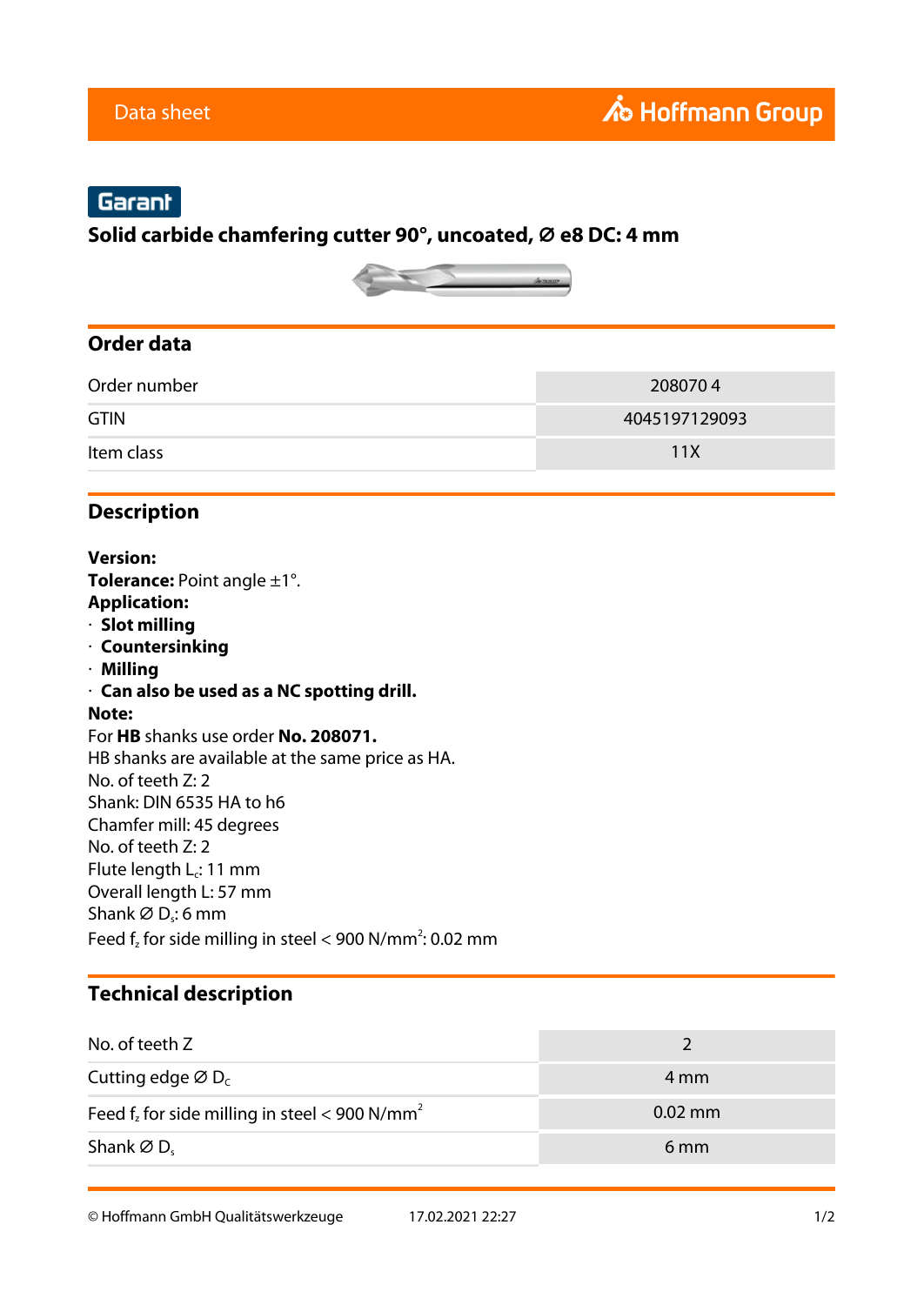Data sheet

Garant

# Solid carbide chamfering cutter 90°, uncoated, Ø e8 DC: 4 mm

## Order data

| | |
|---|---|
| Order number | 208070 4 |
| GTIN | 4045197129093 |
| Item class | 11X |

## Description

**Version:**
**Tolerance:** Point angle ±1°.
**Application:**
- **Slot milling**
- **Countersinking**
- **Milling**
- **Can also be used as a NC spotting drill.**

**Note:**
For **HB** shanks use order **No. 208071.**
HB shanks are available at the same price as HA.
No. of teeth Z: 2
Shank: DIN 6535 HA to h6
Chamfer mill: 45 degrees
No. of teeth Z: 2
Flute length $L_c$: 11 mm
Overall length L: 57 mm
Shank Ø $D_s$: 6 mm
Feed $f_z$ for side milling in steel < 900 N/mm$^2$: 0.02 mm

## Technical description

| | |
|---|---|
| No. of teeth Z | 2 |
| Cutting edge Ø $D_C$ | 4 mm |
| Feed $f_z$ for side milling in steel < 900 N/mm$^2$ | 0.02 mm |
| Shank Ø $D_s$ | 6 mm |

© Hoffmann GmbH Qualitätswerkzeuge 17.02.2021 22:27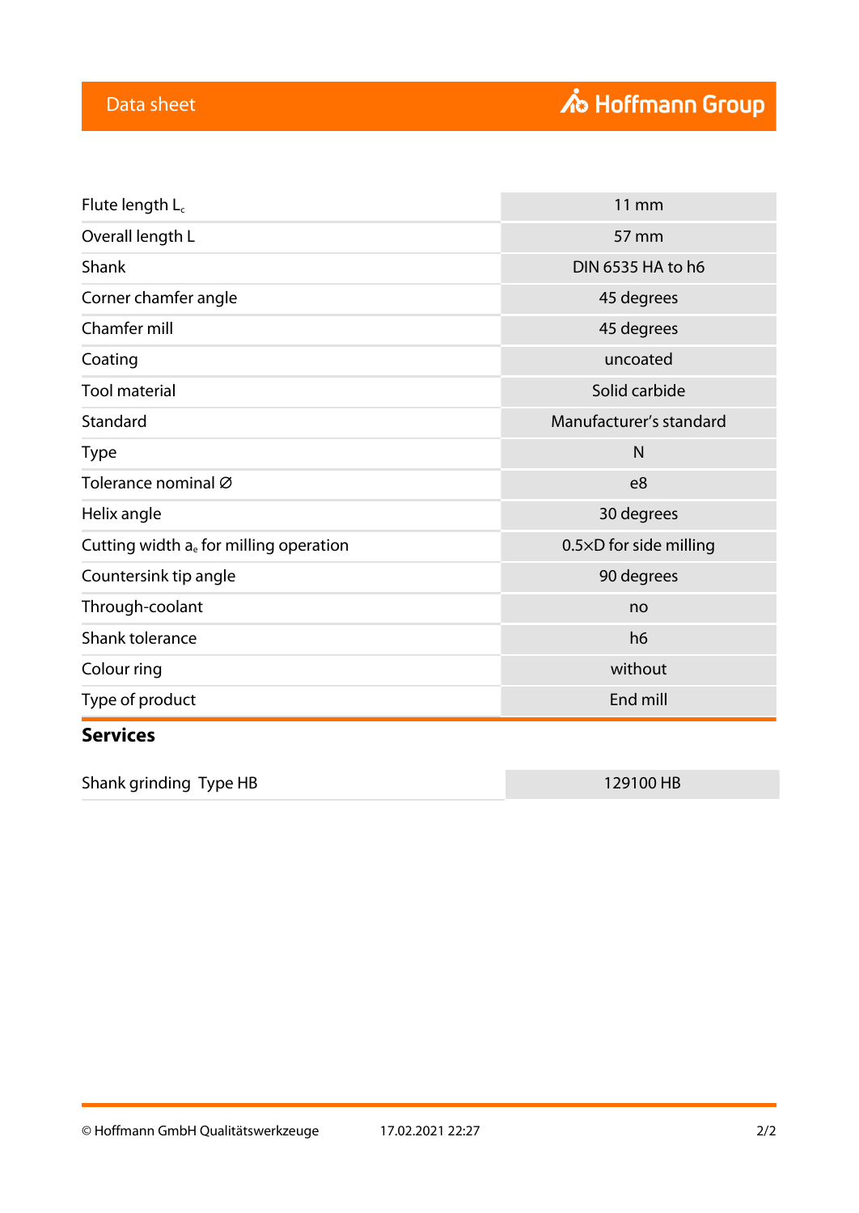| | |
|---|---|
| Flute length $L_c$ | 11 mm |
| Overall length L | 57 mm |
| Shank | DIN 6535 HA to h6 |
| Corner chamfer angle | 45 degrees |
| Chamfer mill | 45 degrees |
| Coating | uncoated |
| Tool material | Solid carbide |
| Standard | Manufacturer's standard |
| Type | N |
| Tolerance nominal ∅ | e8 |
| Helix angle | 30 degrees |
| Cutting width $a_e$ for milling operation | 0.5×D for side milling |
| Countersink tip angle | 90 degrees |
| Through-coolant | no |
| Shank tolerance | h6 |
| Colour ring | without |
| Type of product | End mill |

## Services

| | |
|---|---|
| Shank grinding  Type HB | 129100 HB |

© Hoffmann GmbH Qualitätswerkzeuge 17.02.2021 22:27